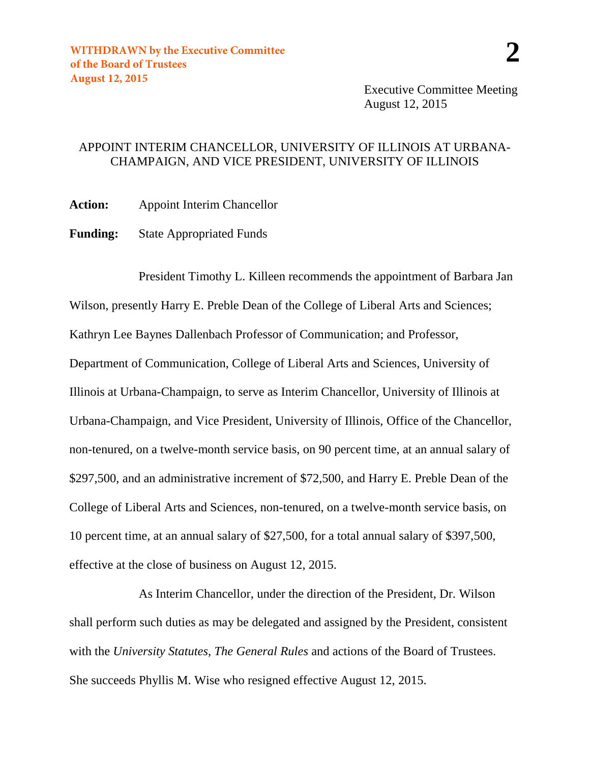WITHDRAWN by the Executive Committee of the Board of Trustees August 12, 2015

**2**

Executive Committee Meeting
August 12, 2015

# APPOINT INTERIM CHANCELLOR, UNIVERSITY OF ILLINOIS AT URBANA-CHAMPAIGN, AND VICE PRESIDENT, UNIVERSITY OF ILLINOIS

**Action:** Appoint Interim Chancellor

**Funding:** State Appropriated Funds

President Timothy L. Killeen recommends the appointment of Barbara Jan Wilson, presently Harry E. Preble Dean of the College of Liberal Arts and Sciences; Kathryn Lee Baynes Dallenbach Professor of Communication; and Professor, Department of Communication, College of Liberal Arts and Sciences, University of Illinois at Urbana-Champaign, to serve as Interim Chancellor, University of Illinois at Urbana-Champaign, and Vice President, University of Illinois, Office of the Chancellor, non-tenured, on a twelve-month service basis, on 90 percent time, at an annual salary of $297,500, and an administrative increment of $72,500, and Harry E. Preble Dean of the College of Liberal Arts and Sciences, non-tenured, on a twelve-month service basis, on 10 percent time, at an annual salary of $27,500, for a total annual salary of $397,500, effective at the close of business on August 12, 2015.

As Interim Chancellor, under the direction of the President, Dr. Wilson shall perform such duties as may be delegated and assigned by the President, consistent with the *University Statutes*, *The General Rules* and actions of the Board of Trustees. She succeeds Phyllis M. Wise who resigned effective August 12, 2015.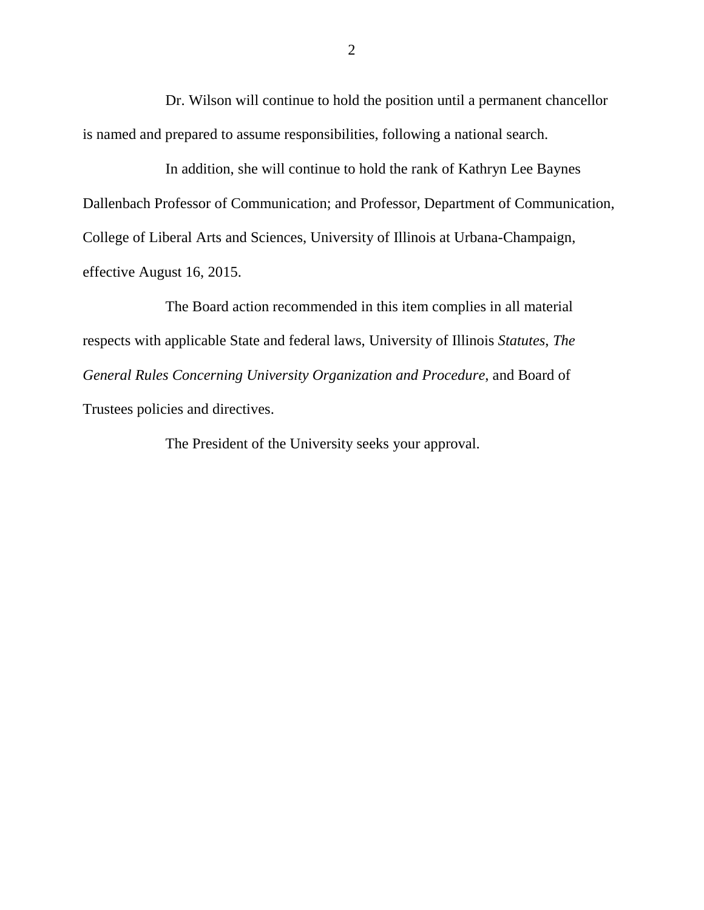Dr. Wilson will continue to hold the position until a permanent chancellor is named and prepared to assume responsibilities, following a national search.

In addition, she will continue to hold the rank of Kathryn Lee Baynes Dallenbach Professor of Communication; and Professor, Department of Communication, College of Liberal Arts and Sciences, University of Illinois at Urbana-Champaign, effective August 16, 2015.

The Board action recommended in this item complies in all material respects with applicable State and federal laws, University of Illinois *Statutes*, *The General Rules Concerning University Organization and Procedure*, and Board of Trustees policies and directives.

The President of the University seeks your approval.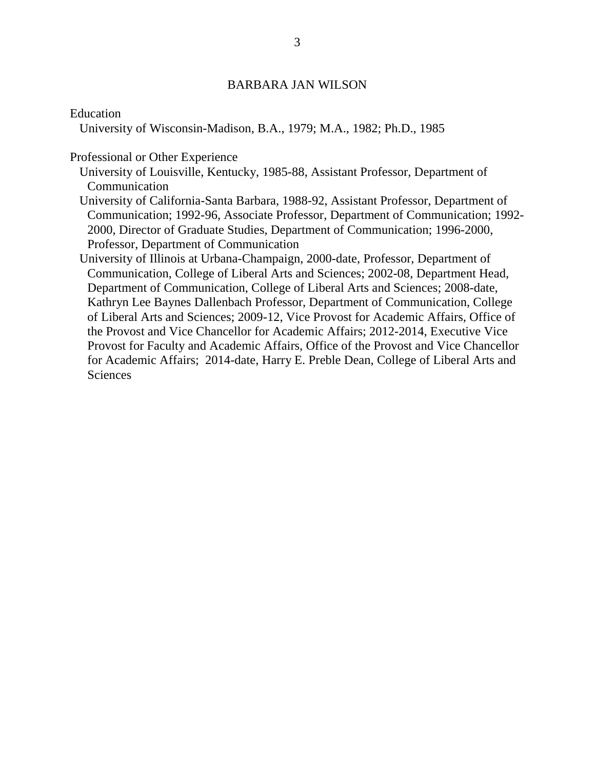# BARBARA JAN WILSON

## Education

University of Wisconsin-Madison, B.A., 1979; M.A., 1982; Ph.D., 1985

## Professional or Other Experience

University of Louisville, Kentucky, 1985-88, Assistant Professor, Department of Communication

University of California-Santa Barbara, 1988-92, Assistant Professor, Department of Communication; 1992-96, Associate Professor, Department of Communication; 1992-2000, Director of Graduate Studies, Department of Communication; 1996-2000, Professor, Department of Communication

University of Illinois at Urbana-Champaign, 2000-date, Professor, Department of Communication, College of Liberal Arts and Sciences; 2002-08, Department Head, Department of Communication, College of Liberal Arts and Sciences; 2008-date, Kathryn Lee Baynes Dallenbach Professor, Department of Communication, College of Liberal Arts and Sciences; 2009-12, Vice Provost for Academic Affairs, Office of the Provost and Vice Chancellor for Academic Affairs; 2012-2014, Executive Vice Provost for Faculty and Academic Affairs, Office of the Provost and Vice Chancellor for Academic Affairs; 2014-date, Harry E. Preble Dean, College of Liberal Arts and Sciences